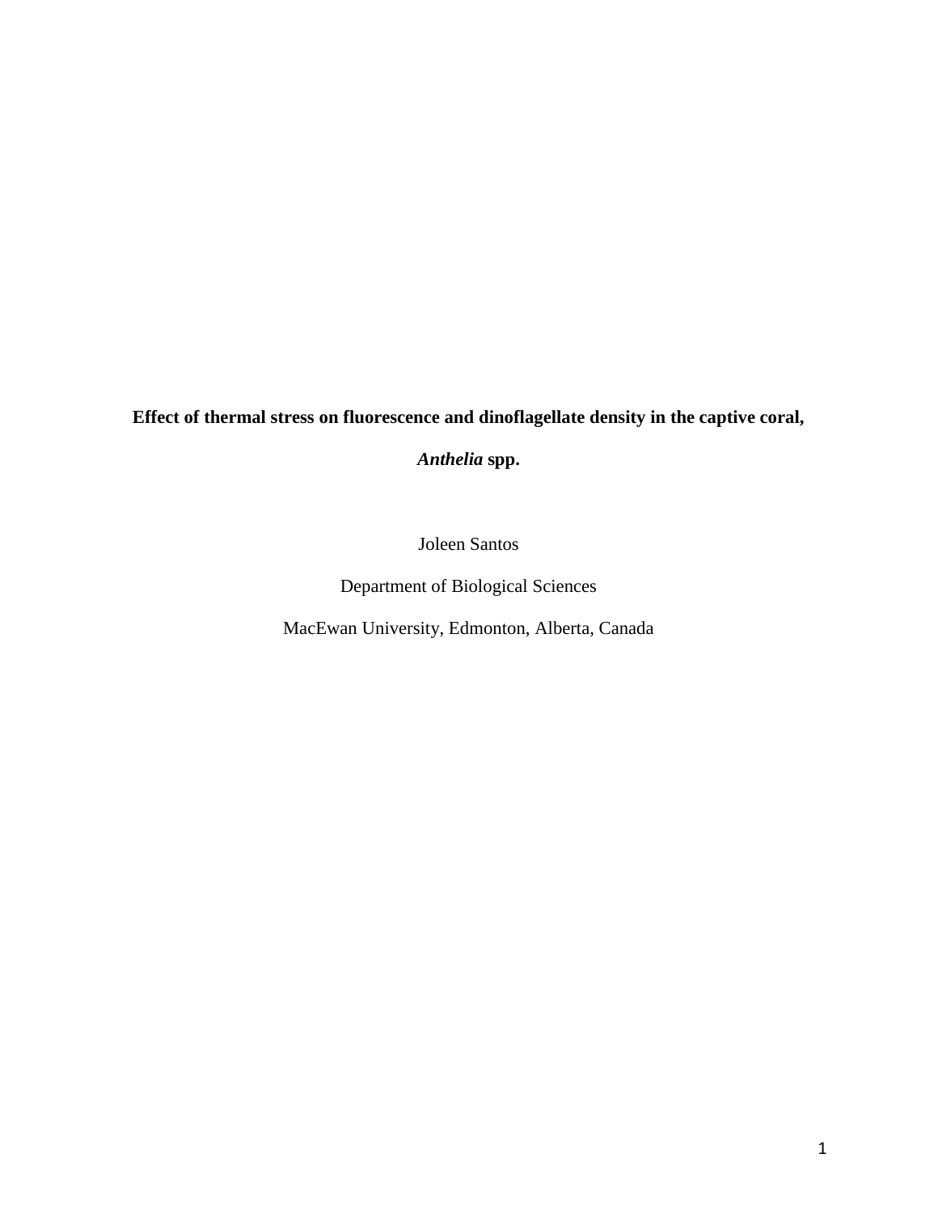# Effect of thermal stress on fluorescence and dinoflagellate density in the captive coral, *Anthelia* spp.

Joleen Santos

Department of Biological Sciences

MacEwan University, Edmonton, Alberta, Canada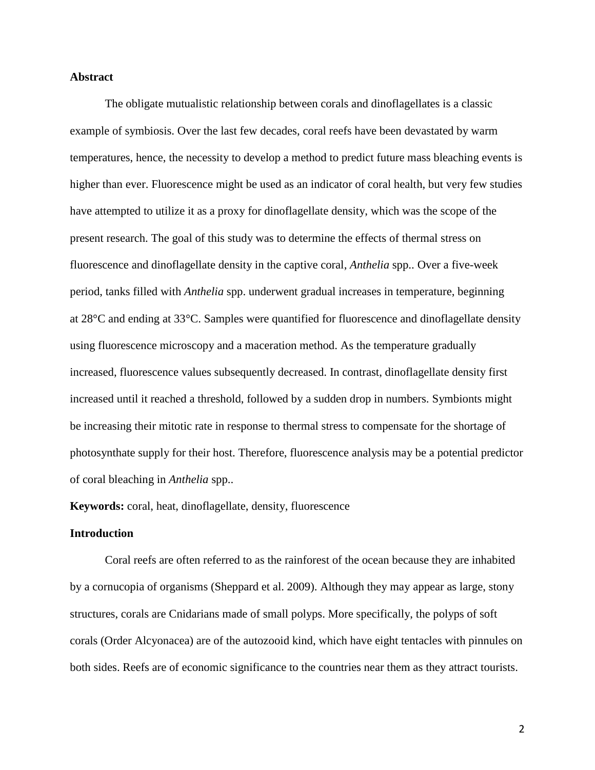## Abstract

The obligate mutualistic relationship between corals and dinoflagellates is a classic example of symbiosis. Over the last few decades, coral reefs have been devastated by warm temperatures, hence, the necessity to develop a method to predict future mass bleaching events is higher than ever. Fluorescence might be used as an indicator of coral health, but very few studies have attempted to utilize it as a proxy for dinoflagellate density, which was the scope of the present research. The goal of this study was to determine the effects of thermal stress on fluorescence and dinoflagellate density in the captive coral, *Anthelia* spp.. Over a five-week period, tanks filled with *Anthelia* spp. underwent gradual increases in temperature, beginning at 28°C and ending at 33°C. Samples were quantified for fluorescence and dinoflagellate density using fluorescence microscopy and a maceration method. As the temperature gradually increased, fluorescence values subsequently decreased. In contrast, dinoflagellate density first increased until it reached a threshold, followed by a sudden drop in numbers. Symbionts might be increasing their mitotic rate in response to thermal stress to compensate for the shortage of photosynthate supply for their host. Therefore, fluorescence analysis may be a potential predictor of coral bleaching in *Anthelia* spp..

**Keywords:** coral, heat, dinoflagellate, density, fluorescence

## Introduction

Coral reefs are often referred to as the rainforest of the ocean because they are inhabited by a cornucopia of organisms (Sheppard et al. 2009). Although they may appear as large, stony structures, corals are Cnidarians made of small polyps. More specifically, the polyps of soft corals (Order Alcyonacea) are of the autozooid kind, which have eight tentacles with pinnules on both sides. Reefs are of economic significance to the countries near them as they attract tourists.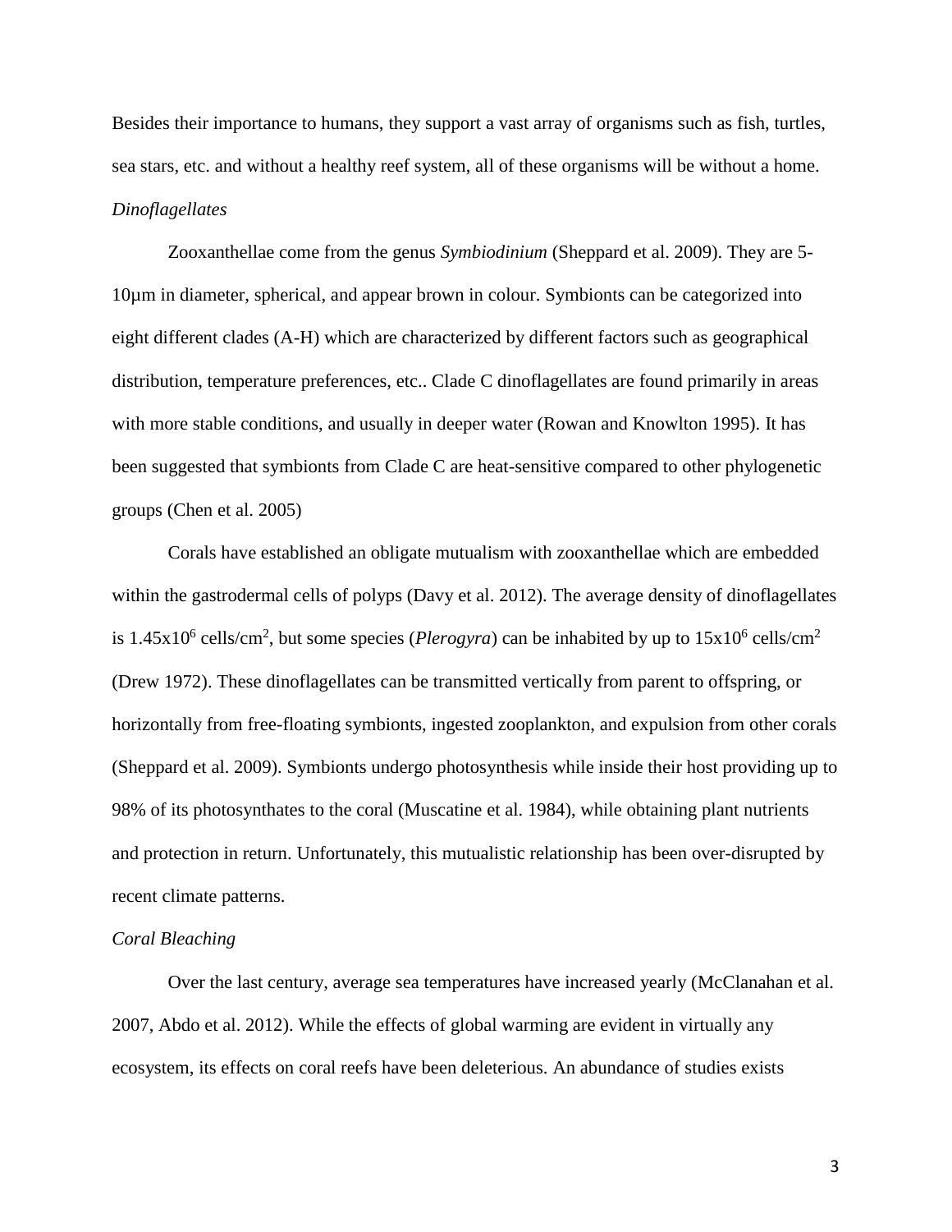Besides their importance to humans, they support a vast array of organisms such as fish, turtles, sea stars, etc. and without a healthy reef system, all of these organisms will be without a home.

### *Dinoflagellates*

Zooxanthellae come from the genus *Symbiodinium* (Sheppard et al. 2009). They are 5-10μm in diameter, spherical, and appear brown in colour. Symbionts can be categorized into eight different clades (A-H) which are characterized by different factors such as geographical distribution, temperature preferences, etc.. Clade C dinoflagellates are found primarily in areas with more stable conditions, and usually in deeper water (Rowan and Knowlton 1995). It has been suggested that symbionts from Clade C are heat-sensitive compared to other phylogenetic groups (Chen et al. 2005)

Corals have established an obligate mutualism with zooxanthellae which are embedded within the gastrodermal cells of polyps (Davy et al. 2012). The average density of dinoflagellates is $1.45 \times 10^6$ cells/cm$^2$, but some species (*Plerogyra*) can be inhabited by up to $15 \times 10^6$ cells/cm$^2$ (Drew 1972). These dinoflagellates can be transmitted vertically from parent to offspring, or horizontally from free-floating symbionts, ingested zooplankton, and expulsion from other corals (Sheppard et al. 2009). Symbionts undergo photosynthesis while inside their host providing up to 98% of its photosynthates to the coral (Muscatine et al. 1984), while obtaining plant nutrients and protection in return. Unfortunately, this mutualistic relationship has been over-disrupted by recent climate patterns.

### *Coral Bleaching*

Over the last century, average sea temperatures have increased yearly (McClanahan et al. 2007, Abdo et al. 2012). While the effects of global warming are evident in virtually any ecosystem, its effects on coral reefs have been deleterious. An abundance of studies exists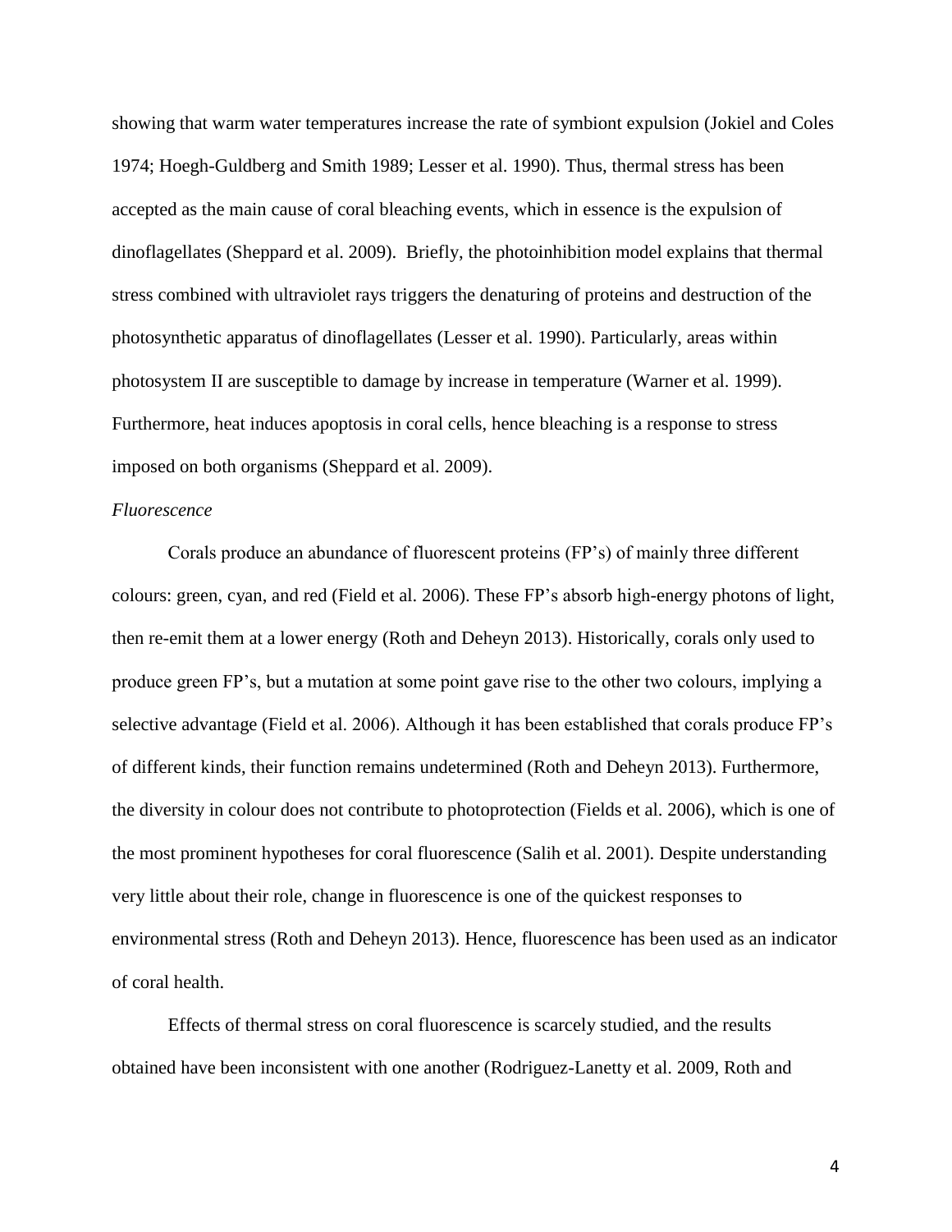showing that warm water temperatures increase the rate of symbiont expulsion (Jokiel and Coles 1974; Hoegh-Guldberg and Smith 1989; Lesser et al. 1990). Thus, thermal stress has been accepted as the main cause of coral bleaching events, which in essence is the expulsion of dinoflagellates (Sheppard et al. 2009). Briefly, the photoinhibition model explains that thermal stress combined with ultraviolet rays triggers the denaturing of proteins and destruction of the photosynthetic apparatus of dinoflagellates (Lesser et al. 1990). Particularly, areas within photosystem II are susceptible to damage by increase in temperature (Warner et al. 1999). Furthermore, heat induces apoptosis in coral cells, hence bleaching is a response to stress imposed on both organisms (Sheppard et al. 2009).

*Fluorescence*

Corals produce an abundance of fluorescent proteins (FP's) of mainly three different colours: green, cyan, and red (Field et al. 2006). These FP's absorb high-energy photons of light, then re-emit them at a lower energy (Roth and Deheyn 2013). Historically, corals only used to produce green FP's, but a mutation at some point gave rise to the other two colours, implying a selective advantage (Field et al. 2006). Although it has been established that corals produce FP's of different kinds, their function remains undetermined (Roth and Deheyn 2013). Furthermore, the diversity in colour does not contribute to photoprotection (Fields et al. 2006), which is one of the most prominent hypotheses for coral fluorescence (Salih et al. 2001). Despite understanding very little about their role, change in fluorescence is one of the quickest responses to environmental stress (Roth and Deheyn 2013). Hence, fluorescence has been used as an indicator of coral health.

Effects of thermal stress on coral fluorescence is scarcely studied, and the results obtained have been inconsistent with one another (Rodriguez-Lanetty et al. 2009, Roth and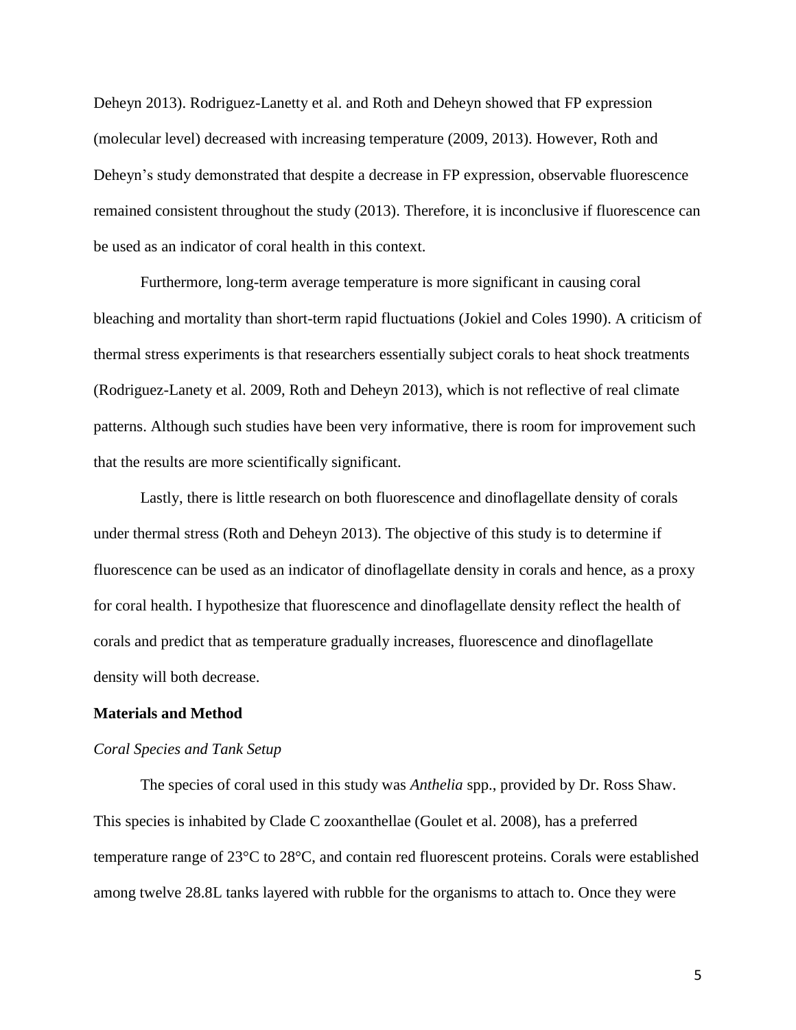Deheyn 2013). Rodriguez-Lanetty et al. and Roth and Deheyn showed that FP expression (molecular level) decreased with increasing temperature (2009, 2013). However, Roth and Deheyn's study demonstrated that despite a decrease in FP expression, observable fluorescence remained consistent throughout the study (2013). Therefore, it is inconclusive if fluorescence can be used as an indicator of coral health in this context.

Furthermore, long-term average temperature is more significant in causing coral bleaching and mortality than short-term rapid fluctuations (Jokiel and Coles 1990). A criticism of thermal stress experiments is that researchers essentially subject corals to heat shock treatments (Rodriguez-Lanety et al. 2009, Roth and Deheyn 2013), which is not reflective of real climate patterns. Although such studies have been very informative, there is room for improvement such that the results are more scientifically significant.

Lastly, there is little research on both fluorescence and dinoflagellate density of corals under thermal stress (Roth and Deheyn 2013). The objective of this study is to determine if fluorescence can be used as an indicator of dinoflagellate density in corals and hence, as a proxy for coral health. I hypothesize that fluorescence and dinoflagellate density reflect the health of corals and predict that as temperature gradually increases, fluorescence and dinoflagellate density will both decrease.

## Materials and Method

### *Coral Species and Tank Setup*

The species of coral used in this study was *Anthelia* spp., provided by Dr. Ross Shaw. This species is inhabited by Clade C zooxanthellae (Goulet et al. 2008), has a preferred temperature range of 23°C to 28°C, and contain red fluorescent proteins. Corals were established among twelve 28.8L tanks layered with rubble for the organisms to attach to. Once they were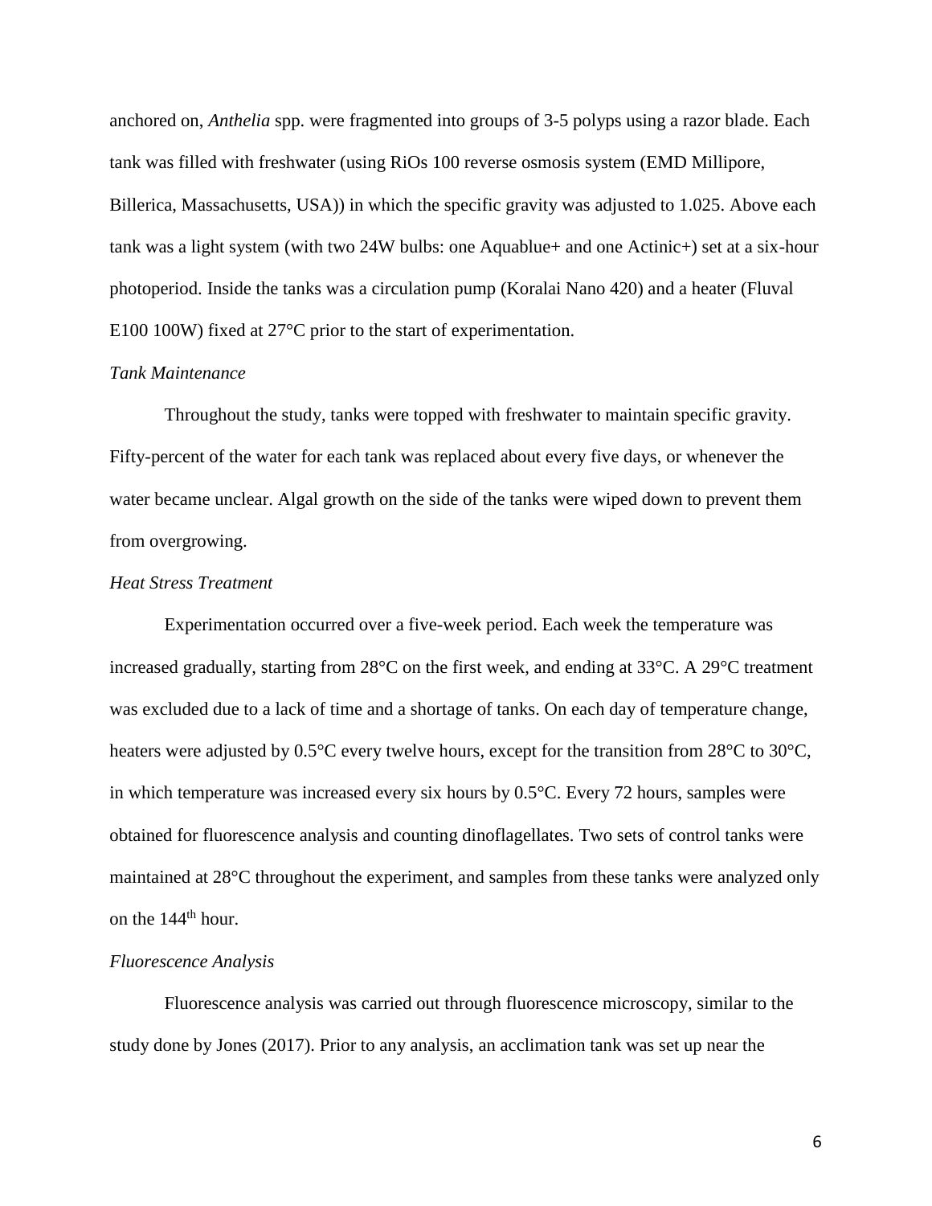anchored on, *Anthelia* spp. were fragmented into groups of 3-5 polyps using a razor blade. Each tank was filled with freshwater (using RiOs 100 reverse osmosis system (EMD Millipore, Billerica, Massachusetts, USA)) in which the specific gravity was adjusted to 1.025. Above each tank was a light system (with two 24W bulbs: one Aquablue+ and one Actinic+) set at a six-hour photoperiod. Inside the tanks was a circulation pump (Koralai Nano 420) and a heater (Fluval E100 100W) fixed at 27°C prior to the start of experimentation.

*Tank Maintenance*

Throughout the study, tanks were topped with freshwater to maintain specific gravity. Fifty-percent of the water for each tank was replaced about every five days, or whenever the water became unclear. Algal growth on the side of the tanks were wiped down to prevent them from overgrowing.

*Heat Stress Treatment*

Experimentation occurred over a five-week period. Each week the temperature was increased gradually, starting from 28°C on the first week, and ending at 33°C. A 29°C treatment was excluded due to a lack of time and a shortage of tanks. On each day of temperature change, heaters were adjusted by 0.5°C every twelve hours, except for the transition from 28°C to 30°C, in which temperature was increased every six hours by 0.5°C. Every 72 hours, samples were obtained for fluorescence analysis and counting dinoflagellates. Two sets of control tanks were maintained at 28°C throughout the experiment, and samples from these tanks were analyzed only on the 144th hour.

*Fluorescence Analysis*

Fluorescence analysis was carried out through fluorescence microscopy, similar to the study done by Jones (2017). Prior to any analysis, an acclimation tank was set up near the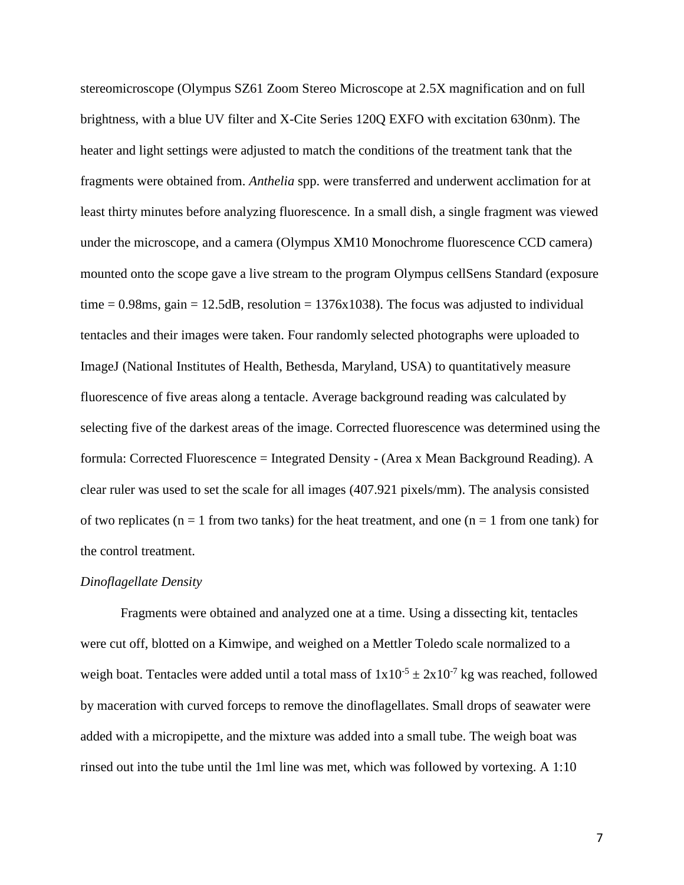stereomicroscope (Olympus SZ61 Zoom Stereo Microscope at 2.5X magnification and on full brightness, with a blue UV filter and X-Cite Series 120Q EXFO with excitation 630nm). The heater and light settings were adjusted to match the conditions of the treatment tank that the fragments were obtained from. *Anthelia* spp. were transferred and underwent acclimation for at least thirty minutes before analyzing fluorescence. In a small dish, a single fragment was viewed under the microscope, and a camera (Olympus XM10 Monochrome fluorescence CCD camera) mounted onto the scope gave a live stream to the program Olympus cellSens Standard (exposure time = 0.98ms, gain = 12.5dB, resolution = 1376x1038). The focus was adjusted to individual tentacles and their images were taken. Four randomly selected photographs were uploaded to ImageJ (National Institutes of Health, Bethesda, Maryland, USA) to quantitatively measure fluorescence of five areas along a tentacle. Average background reading was calculated by selecting five of the darkest areas of the image. Corrected fluorescence was determined using the formula: Corrected Fluorescence = Integrated Density - (Area x Mean Background Reading). A clear ruler was used to set the scale for all images (407.921 pixels/mm). The analysis consisted of two replicates (n = 1 from two tanks) for the heat treatment, and one (n = 1 from one tank) for the control treatment.

*Dinoflagellate Density*

Fragments were obtained and analyzed one at a time. Using a dissecting kit, tentacles were cut off, blotted on a Kimwipe, and weighed on a Mettler Toledo scale normalized to a weigh boat. Tentacles were added until a total mass of $1 \times 10^{-5} \pm 2 \times 10^{-7}$ kg was reached, followed by maceration with curved forceps to remove the dinoflagellates. Small drops of seawater were added with a micropipette, and the mixture was added into a small tube. The weigh boat was rinsed out into the tube until the 1ml line was met, which was followed by vortexing. A 1:10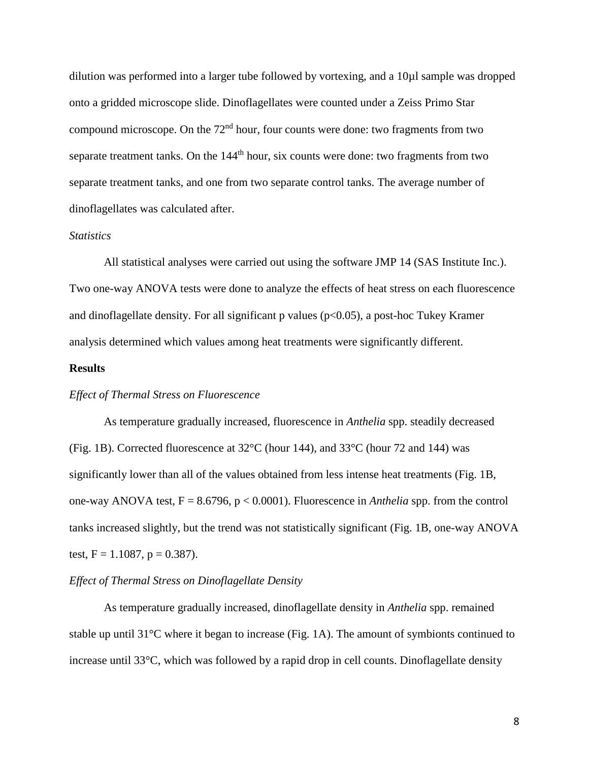dilution was performed into a larger tube followed by vortexing, and a 10µl sample was dropped onto a gridded microscope slide. Dinoflagellates were counted under a Zeiss Primo Star compound microscope. On the $72^{nd}$ hour, four counts were done: two fragments from two separate treatment tanks. On the $144^{th}$ hour, six counts were done: two fragments from two separate treatment tanks, and one from two separate control tanks. The average number of dinoflagellates was calculated after.

*Statistics*

All statistical analyses were carried out using the software JMP 14 (SAS Institute Inc.). Two one-way ANOVA tests were done to analyze the effects of heat stress on each fluorescence and dinoflagellate density. For all significant p values ($p<0.05$), a post-hoc Tukey Kramer analysis determined which values among heat treatments were significantly different.

## Results

*Effect of Thermal Stress on Fluorescence*

As temperature gradually increased, fluorescence in *Anthelia* spp. steadily decreased (Fig. 1B). Corrected fluorescence at 32°C (hour 144), and 33°C (hour 72 and 144) was significantly lower than all of the values obtained from less intense heat treatments (Fig. 1B, one-way ANOVA test, $F = 8.6796$, $p < 0.0001$). Fluorescence in *Anthelia* spp. from the control tanks increased slightly, but the trend was not statistically significant (Fig. 1B, one-way ANOVA test, $F = 1.1087$, $p = 0.387$).

*Effect of Thermal Stress on Dinoflagellate Density*

As temperature gradually increased, dinoflagellate density in *Anthelia* spp. remained stable up until 31°C where it began to increase (Fig. 1A). The amount of symbionts continued to increase until 33°C, which was followed by a rapid drop in cell counts. Dinoflagellate density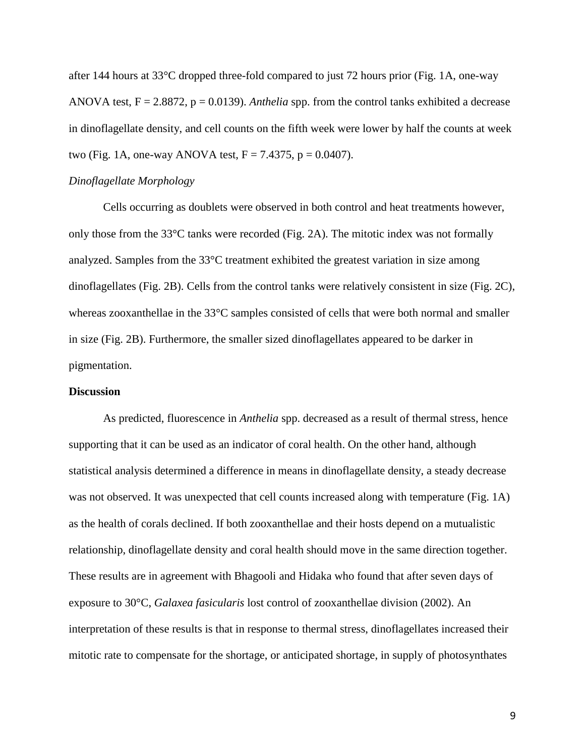after 144 hours at 33°C dropped three-fold compared to just 72 hours prior (Fig. 1A, one-way ANOVA test, $F = 2.8872$, $p = 0.0139$). *Anthelia* spp. from the control tanks exhibited a decrease in dinoflagellate density, and cell counts on the fifth week were lower by half the counts at week two (Fig. 1A, one-way ANOVA test, $F = 7.4375$, $p = 0.0407$).

*Dinoflagellate Morphology*

Cells occurring as doublets were observed in both control and heat treatments however, only those from the 33°C tanks were recorded (Fig. 2A). The mitotic index was not formally analyzed. Samples from the 33°C treatment exhibited the greatest variation in size among dinoflagellates (Fig. 2B). Cells from the control tanks were relatively consistent in size (Fig. 2C), whereas zooxanthellae in the 33°C samples consisted of cells that were both normal and smaller in size (Fig. 2B). Furthermore, the smaller sized dinoflagellates appeared to be darker in pigmentation.

**Discussion**

As predicted, fluorescence in *Anthelia* spp. decreased as a result of thermal stress, hence supporting that it can be used as an indicator of coral health. On the other hand, although statistical analysis determined a difference in means in dinoflagellate density, a steady decrease was not observed. It was unexpected that cell counts increased along with temperature (Fig. 1A) as the health of corals declined. If both zooxanthellae and their hosts depend on a mutualistic relationship, dinoflagellate density and coral health should move in the same direction together. These results are in agreement with Bhagooli and Hidaka who found that after seven days of exposure to 30°C, *Galaxea fasicularis* lost control of zooxanthellae division (2002). An interpretation of these results is that in response to thermal stress, dinoflagellates increased their mitotic rate to compensate for the shortage, or anticipated shortage, in supply of photosynthates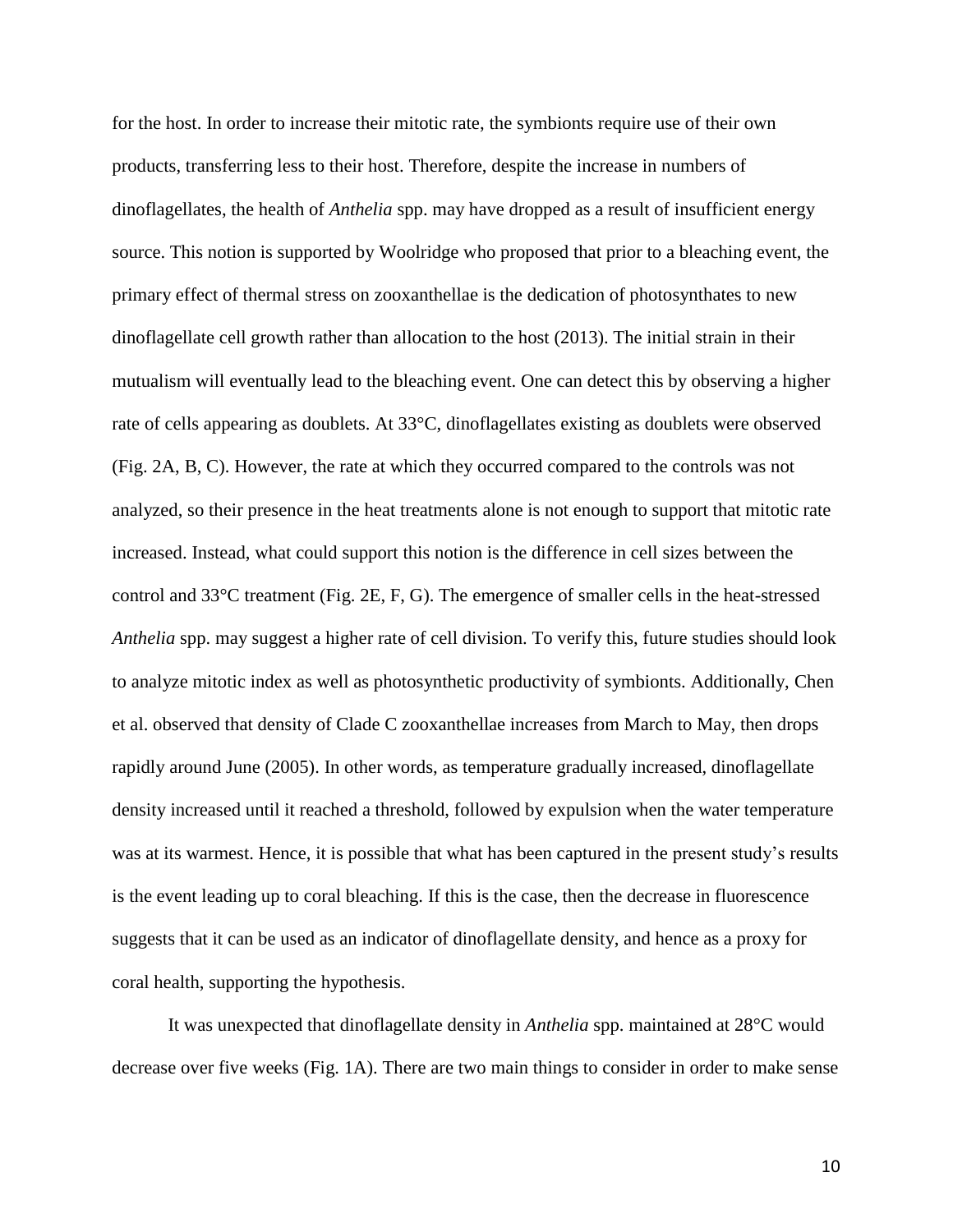for the host. In order to increase their mitotic rate, the symbionts require use of their own products, transferring less to their host. Therefore, despite the increase in numbers of dinoflagellates, the health of *Anthelia* spp. may have dropped as a result of insufficient energy source. This notion is supported by Woolridge who proposed that prior to a bleaching event, the primary effect of thermal stress on zooxanthellae is the dedication of photosynthates to new dinoflagellate cell growth rather than allocation to the host (2013). The initial strain in their mutualism will eventually lead to the bleaching event. One can detect this by observing a higher rate of cells appearing as doublets. At 33°C, dinoflagellates existing as doublets were observed (Fig. 2A, B, C). However, the rate at which they occurred compared to the controls was not analyzed, so their presence in the heat treatments alone is not enough to support that mitotic rate increased. Instead, what could support this notion is the difference in cell sizes between the control and 33°C treatment (Fig. 2E, F, G). The emergence of smaller cells in the heat-stressed *Anthelia* spp. may suggest a higher rate of cell division. To verify this, future studies should look to analyze mitotic index as well as photosynthetic productivity of symbionts. Additionally, Chen et al. observed that density of Clade C zooxanthellae increases from March to May, then drops rapidly around June (2005). In other words, as temperature gradually increased, dinoflagellate density increased until it reached a threshold, followed by expulsion when the water temperature was at its warmest. Hence, it is possible that what has been captured in the present study's results is the event leading up to coral bleaching. If this is the case, then the decrease in fluorescence suggests that it can be used as an indicator of dinoflagellate density, and hence as a proxy for coral health, supporting the hypothesis.

It was unexpected that dinoflagellate density in *Anthelia* spp. maintained at 28°C would decrease over five weeks (Fig. 1A). There are two main things to consider in order to make sense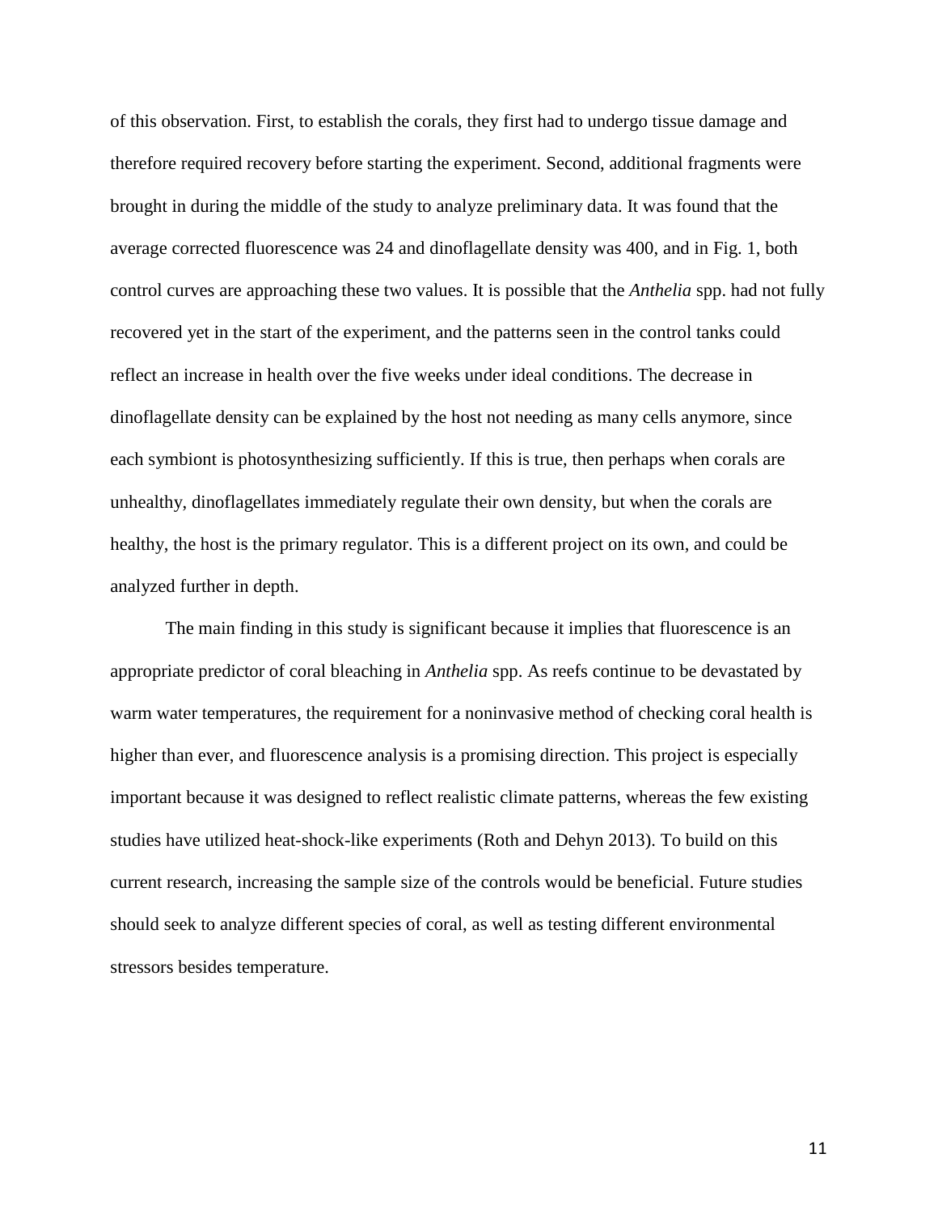of this observation. First, to establish the corals, they first had to undergo tissue damage and therefore required recovery before starting the experiment. Second, additional fragments were brought in during the middle of the study to analyze preliminary data. It was found that the average corrected fluorescence was 24 and dinoflagellate density was 400, and in Fig. 1, both control curves are approaching these two values. It is possible that the *Anthelia* spp. had not fully recovered yet in the start of the experiment, and the patterns seen in the control tanks could reflect an increase in health over the five weeks under ideal conditions. The decrease in dinoflagellate density can be explained by the host not needing as many cells anymore, since each symbiont is photosynthesizing sufficiently. If this is true, then perhaps when corals are unhealthy, dinoflagellates immediately regulate their own density, but when the corals are healthy, the host is the primary regulator. This is a different project on its own, and could be analyzed further in depth.

The main finding in this study is significant because it implies that fluorescence is an appropriate predictor of coral bleaching in *Anthelia* spp. As reefs continue to be devastated by warm water temperatures, the requirement for a noninvasive method of checking coral health is higher than ever, and fluorescence analysis is a promising direction. This project is especially important because it was designed to reflect realistic climate patterns, whereas the few existing studies have utilized heat-shock-like experiments (Roth and Dehyn 2013). To build on this current research, increasing the sample size of the controls would be beneficial. Future studies should seek to analyze different species of coral, as well as testing different environmental stressors besides temperature.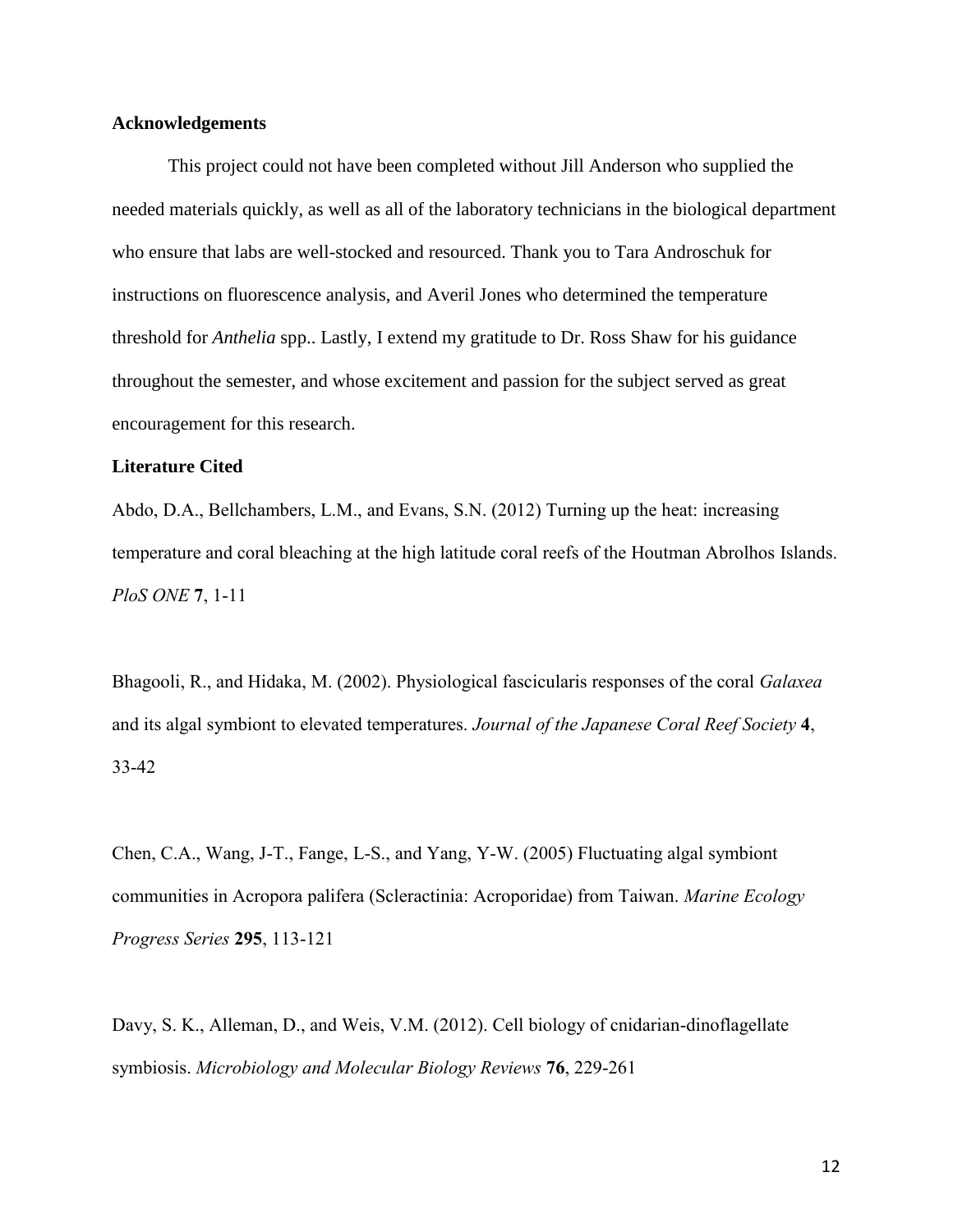**Acknowledgements**

This project could not have been completed without Jill Anderson who supplied the needed materials quickly, as well as all of the laboratory technicians in the biological department who ensure that labs are well-stocked and resourced. Thank you to Tara Androschuk for instructions on fluorescence analysis, and Averil Jones who determined the temperature threshold for *Anthelia* spp.. Lastly, I extend my gratitude to Dr. Ross Shaw for his guidance throughout the semester, and whose excitement and passion for the subject served as great encouragement for this research.

**Literature Cited**

Abdo, D.A., Bellchambers, L.M., and Evans, S.N. (2012) Turning up the heat: increasing temperature and coral bleaching at the high latitude coral reefs of the Houtman Abrolhos Islands. *PloS ONE* **7**, 1-11

Bhagooli, R., and Hidaka, M. (2002). Physiological fascicularis responses of the coral *Galaxea* and its algal symbiont to elevated temperatures. *Journal of the Japanese Coral Reef Society* **4**, 33-42

Chen, C.A., Wang, J-T., Fange, L-S., and Yang, Y-W. (2005) Fluctuating algal symbiont communities in Acropora palifera (Scleractinia: Acroporidae) from Taiwan. *Marine Ecology Progress Series* **295**, 113-121

Davy, S. K., Alleman, D., and Weis, V.M. (2012). Cell biology of cnidarian-dinoflagellate symbiosis. *Microbiology and Molecular Biology Reviews* **76**, 229-261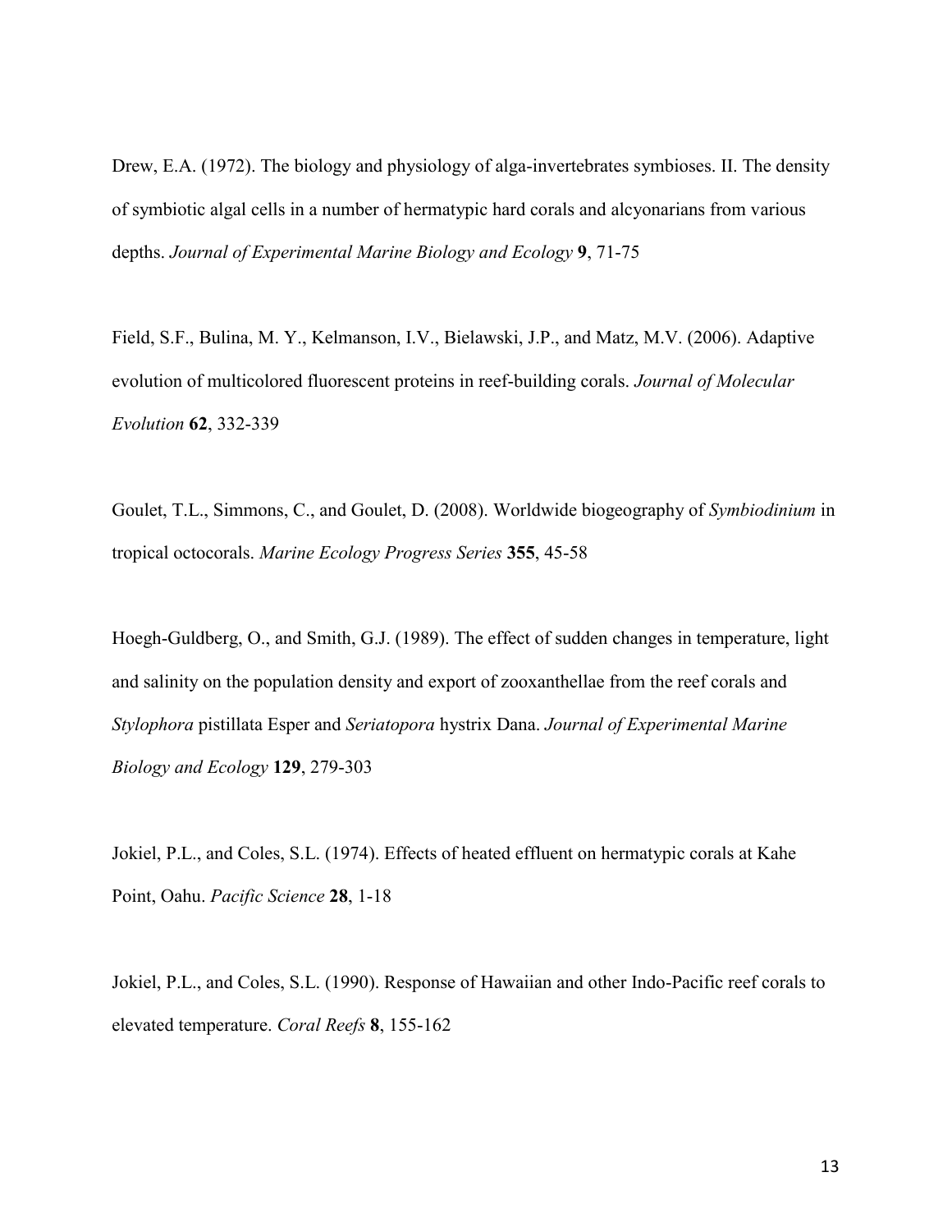Drew, E.A. (1972). The biology and physiology of alga-invertebrates symbioses. II. The density of symbiotic algal cells in a number of hermatypic hard corals and alcyonarians from various depths. *Journal of Experimental Marine Biology and Ecology* **9**, 71-75

Field, S.F., Bulina, M. Y., Kelmanson, I.V., Bielawski, J.P., and Matz, M.V. (2006). Adaptive evolution of multicolored fluorescent proteins in reef-building corals. *Journal of Molecular Evolution* **62**, 332-339

Goulet, T.L., Simmons, C., and Goulet, D. (2008). Worldwide biogeography of *Symbiodinium* in tropical octocorals. *Marine Ecology Progress Series* **355**, 45-58

Hoegh-Guldberg, O., and Smith, G.J. (1989). The effect of sudden changes in temperature, light and salinity on the population density and export of zooxanthellae from the reef corals and *Stylophora* pistillata Esper and *Seriatopora* hystrix Dana. *Journal of Experimental Marine Biology and Ecology* **129**, 279-303

Jokiel, P.L., and Coles, S.L. (1974). Effects of heated effluent on hermatypic corals at Kahe Point, Oahu. *Pacific Science* **28**, 1-18

Jokiel, P.L., and Coles, S.L. (1990). Response of Hawaiian and other Indo-Pacific reef corals to elevated temperature. *Coral Reefs* **8**, 155-162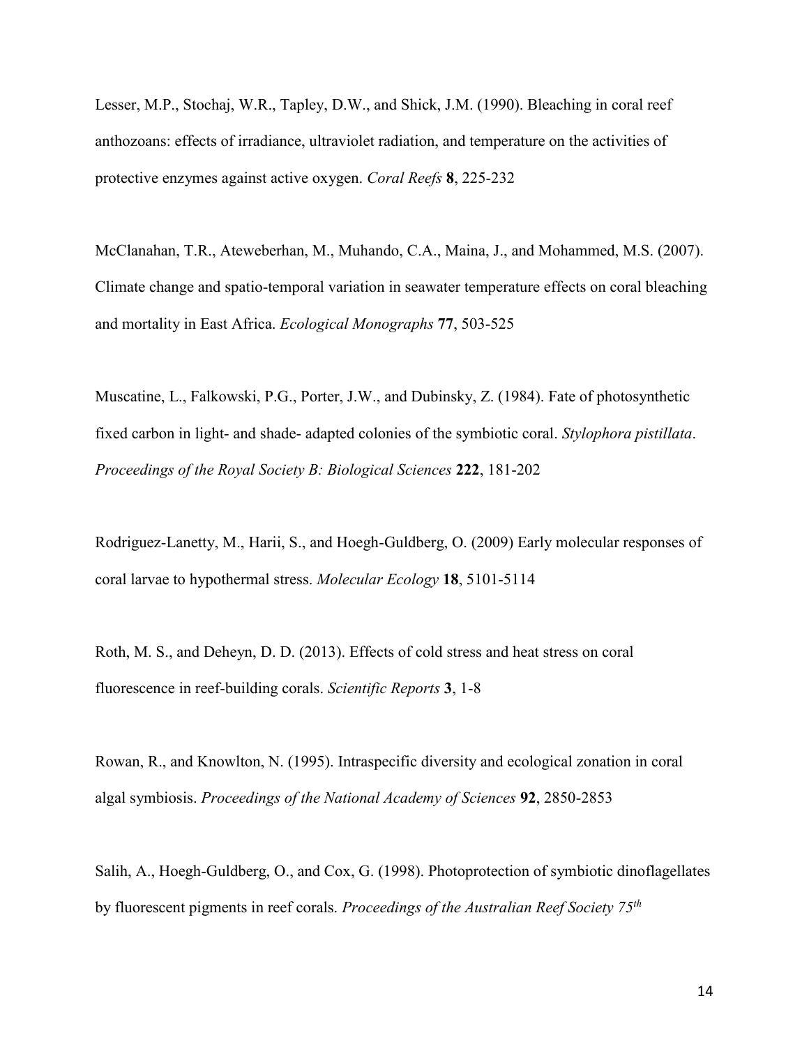Lesser, M.P., Stochaj, W.R., Tapley, D.W., and Shick, J.M. (1990). Bleaching in coral reef anthozoans: effects of irradiance, ultraviolet radiation, and temperature on the activities of protective enzymes against active oxygen. *Coral Reefs* **8**, 225-232

McClanahan, T.R., Ateweberhan, M., Muhando, C.A., Maina, J., and Mohammed, M.S. (2007). Climate change and spatio-temporal variation in seawater temperature effects on coral bleaching and mortality in East Africa. *Ecological Monographs* **77**, 503-525

Muscatine, L., Falkowski, P.G., Porter, J.W., and Dubinsky, Z. (1984). Fate of photosynthetic fixed carbon in light- and shade- adapted colonies of the symbiotic coral. *Stylophora pistillata*. *Proceedings of the Royal Society B: Biological Sciences* **222**, 181-202

Rodriguez-Lanetty, M., Harii, S., and Hoegh-Guldberg, O. (2009) Early molecular responses of coral larvae to hypothermal stress. *Molecular Ecology* **18**, 5101-5114

Roth, M. S., and Deheyn, D. D. (2013). Effects of cold stress and heat stress on coral fluorescence in reef-building corals. *Scientific Reports* **3**, 1-8

Rowan, R., and Knowlton, N. (1995). Intraspecific diversity and ecological zonation in coral algal symbiosis. *Proceedings of the National Academy of Sciences* **92**, 2850-2853

Salih, A., Hoegh-Guldberg, O., and Cox, G. (1998). Photoprotection of symbiotic dinoflagellates by fluorescent pigments in reef corals. *Proceedings of the Australian Reef Society 75th*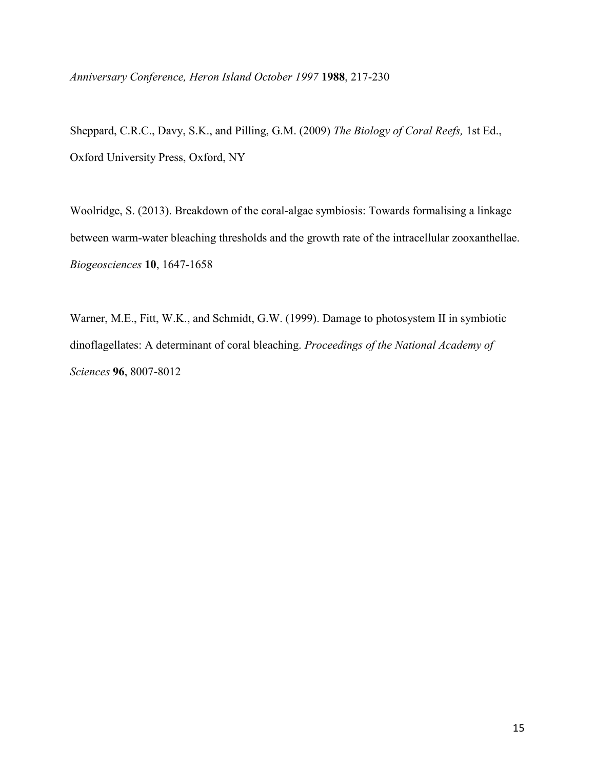*Anniversary Conference, Heron Island October 1997* **1988**, 217-230

Sheppard, C.R.C., Davy, S.K., and Pilling, G.M. (2009) *The Biology of Coral Reefs,* 1st Ed., Oxford University Press, Oxford, NY

Woolridge, S. (2013). Breakdown of the coral-algae symbiosis: Towards formalising a linkage between warm-water bleaching thresholds and the growth rate of the intracellular zooxanthellae. *Biogeosciences* **10**, 1647-1658

Warner, M.E., Fitt, W.K., and Schmidt, G.W. (1999). Damage to photosystem II in symbiotic dinoflagellates: A determinant of coral bleaching. *Proceedings of the National Academy of Sciences* **96**, 8007-8012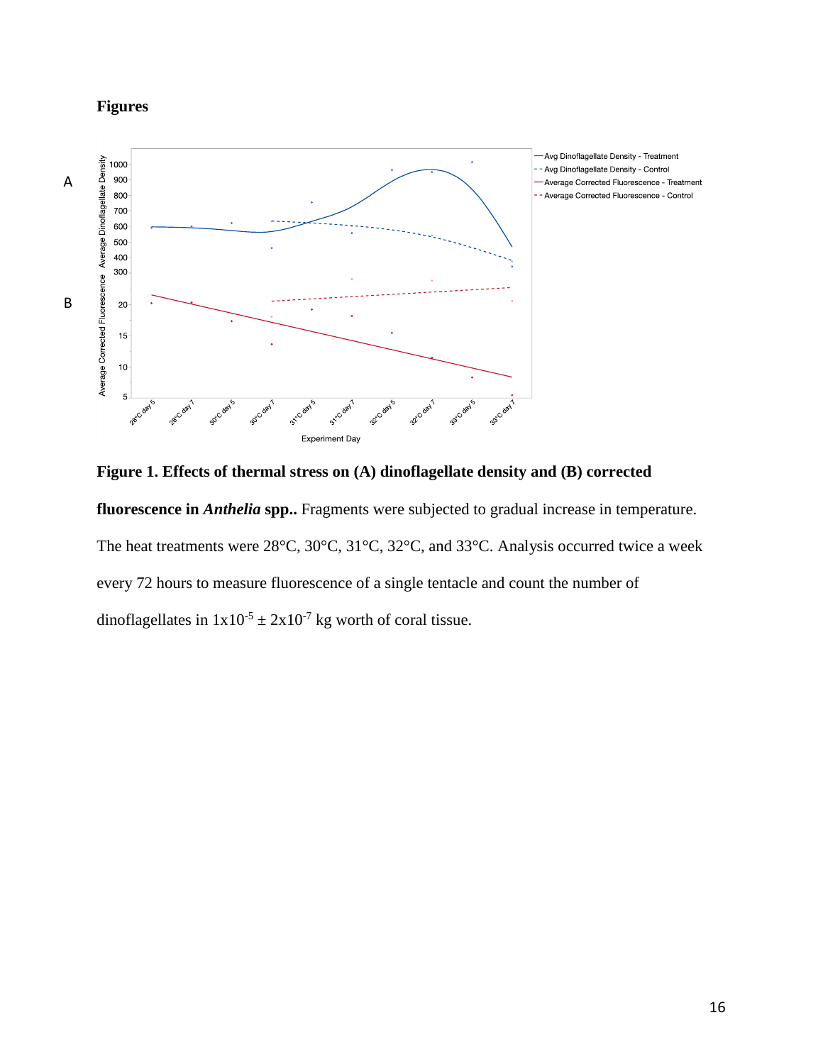# Figures

Figure 1. Effects of thermal stress on (A) dinoflagellate density and (B) corrected fluorescence in *Anthelia* spp.. Fragments were subjected to gradual increase in temperature. The heat treatments were 28°C, 30°C, 31°C, 32°C, and 33°C. Analysis occurred twice a week every 72 hours to measure fluorescence of a single tentacle and count the number of dinoflagellates in $1 \times 10^{-5} \pm 2 \times 10^{-7}$ kg worth of coral tissue.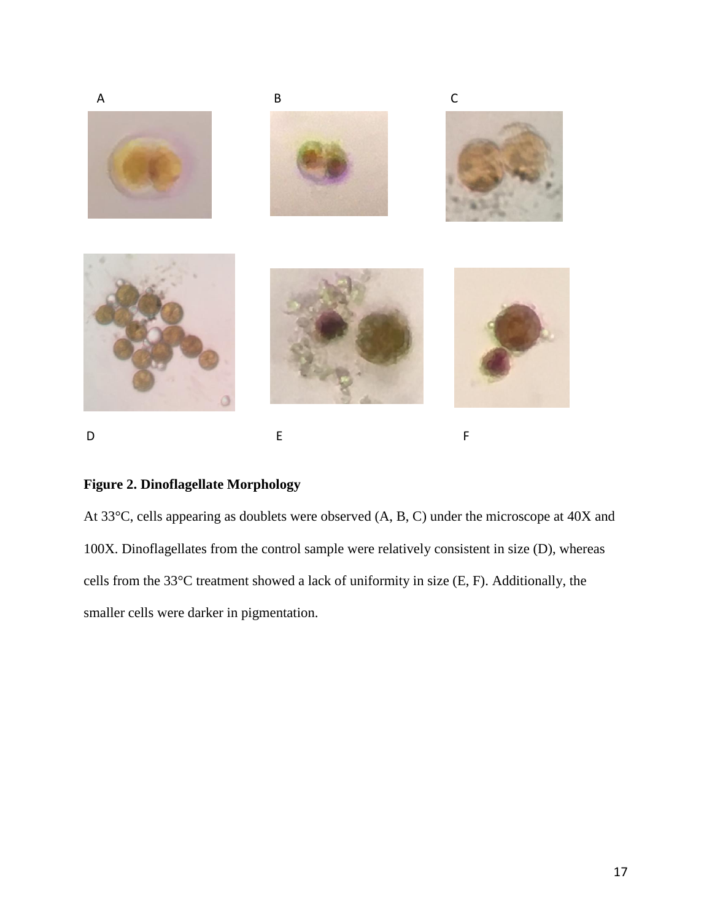A B C

D E F

**Figure 2. Dinoflagellate Morphology**

At 33°C, cells appearing as doublets were observed (A, B, C) under the microscope at 40X and 100X. Dinoflagellates from the control sample were relatively consistent in size (D), whereas cells from the 33°C treatment showed a lack of uniformity in size (E, F). Additionally, the smaller cells were darker in pigmentation.